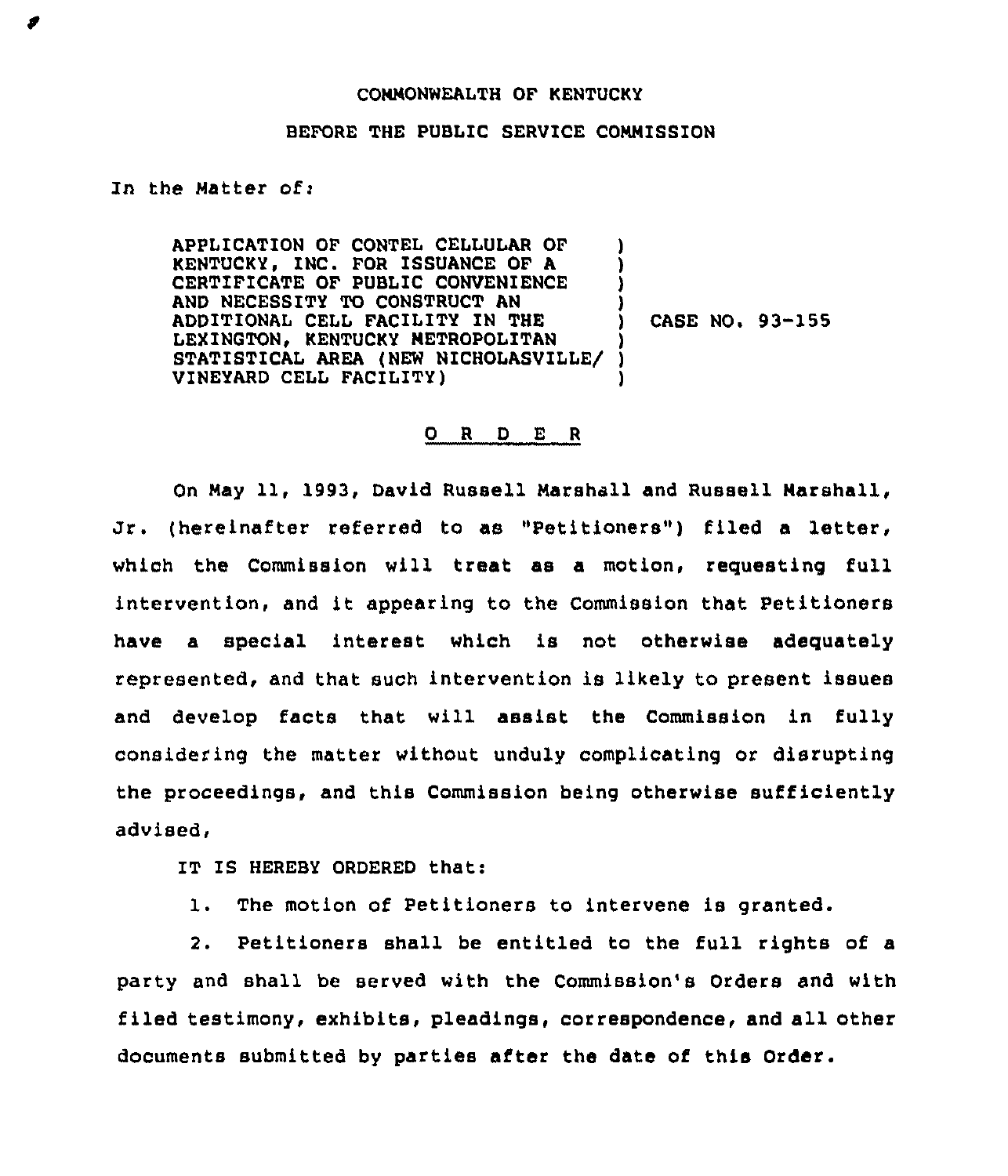COMMONWEALTH OF KENTUCKY

BEFORE THE PUBLIC SERVICE COMMISSION

In the Matter of:

| | | |
|---|---|---|
| APPLICATION OF CONTEL CELLULAR OF KENTUCKY, INC. FOR ISSUANCE OF A CERTIFICATE OF PUBLIC CONVENIENCE AND NECESSITY TO CONSTRUCT AN ADDITIONAL CELL FACILITY IN THE LEXINGTON, KENTUCKY METROPOLITAN STATISTICAL AREA (NEW NICHOLASVILLE/ VINEYARD CELL FACILITY) | ) | CASE NO. 93-155 |

# O R D E R

On May 11, 1993, David Russell Marshall and Russell Marshall, Jr. (hereinafter referred to as "Petitioners") filed a letter, which the Commission will treat as a motion, requesting full intervention, and it appearing to the Commission that Petitioners have a special interest which is not otherwise adequately represented, and that such intervention is likely to present issues and develop facts that will assist the Commission in fully considering the matter without unduly complicating or disrupting the proceedings, and this Commission being otherwise sufficiently advised,

IT IS HEREBY ORDERED that:

1. The motion of Petitioners to intervene is granted.

2. Petitioners shall be entitled to the full rights of a party and shall be served with the Commission's Orders and with filed testimony, exhibits, pleadings, correspondence, and all other documents submitted by parties after the date of this Order.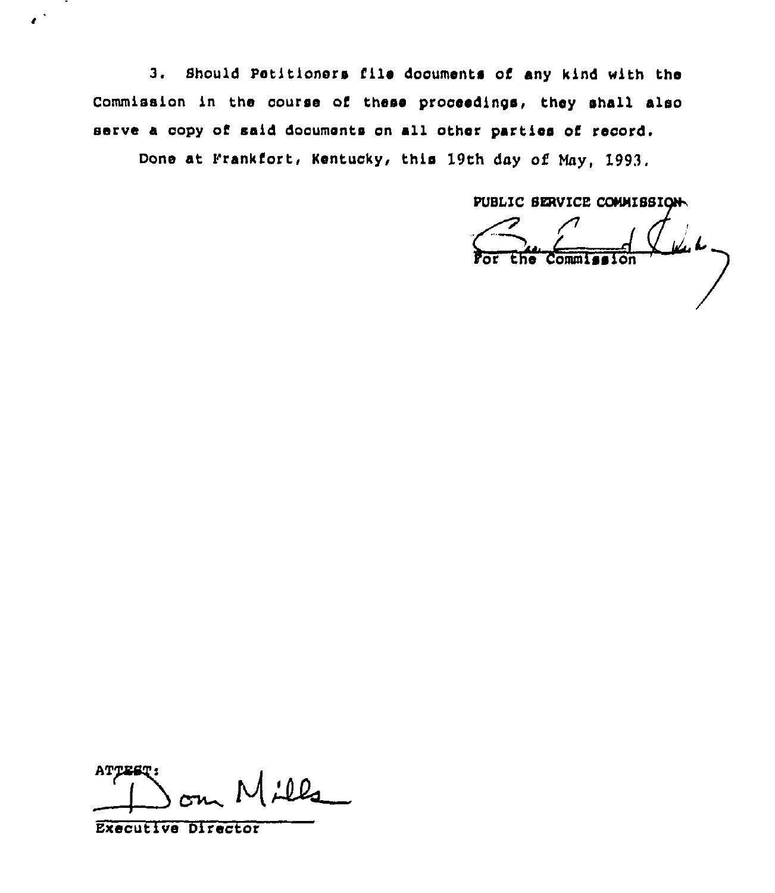3. Should Petitioners file documents of any kind with the Commission in the course of these proceedings, they shall also serve a copy of said documents on all other parties of record.

Done at Frankfort, Kentucky, this 19th day of May, 1993.

PUBLIC SERVICE COMMISSION

For the Commission

ATTEST:

Executive Director